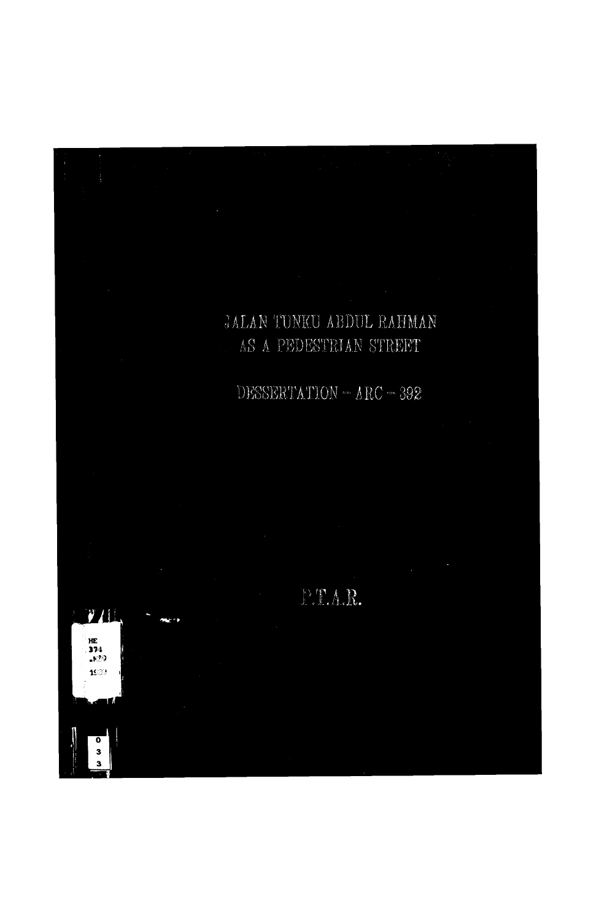# JALAN TUNKU ABDUL RAHMAN AS A PEDESTRIAN STREET

DESSERTATION – ARC – 392

P.T.A.R.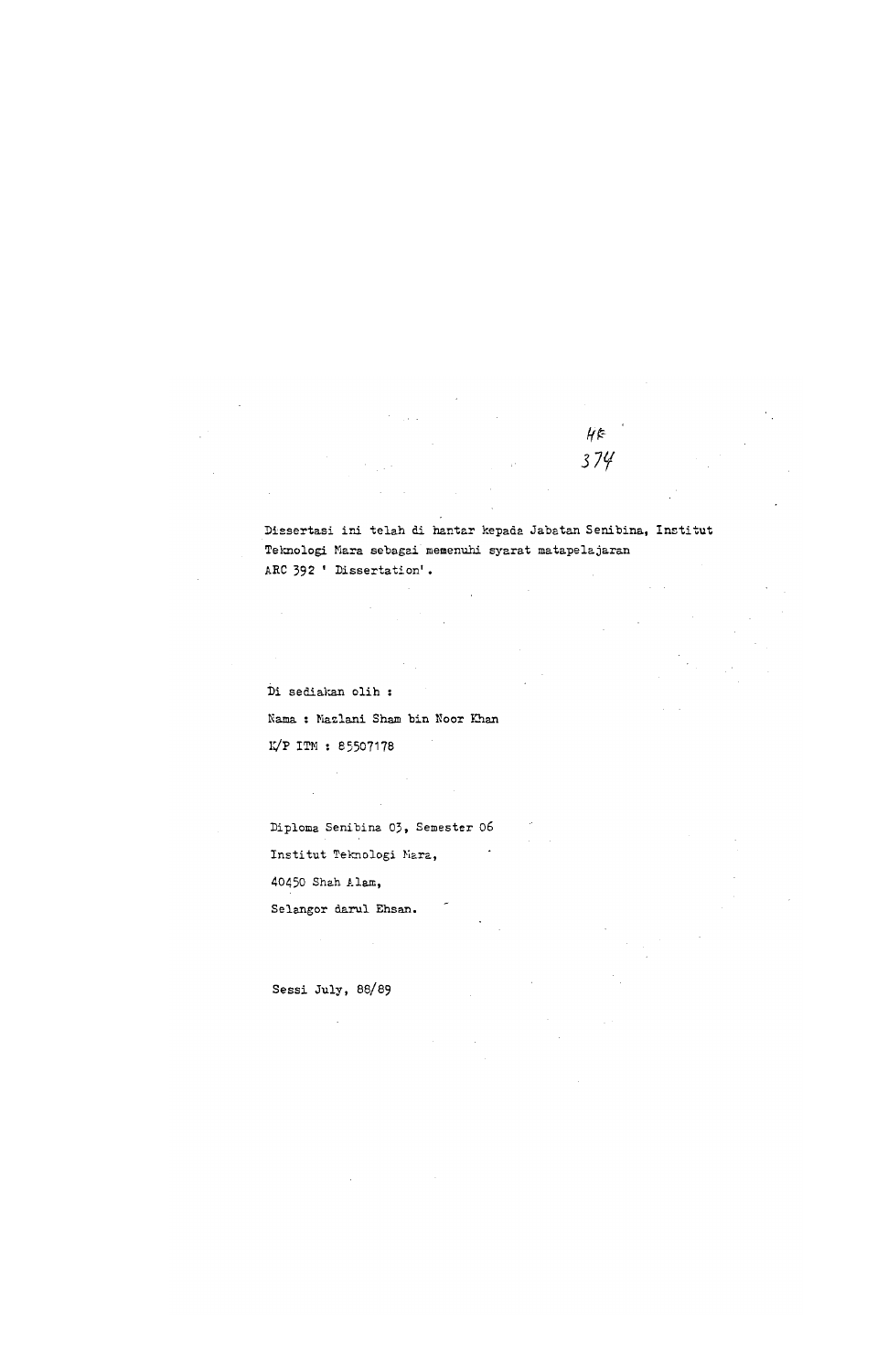HK
374

Dissertasi ini telah di hantar kepada Jabatan Senibina, Institut Teknologi Mara sebagai memenuhi syarat matapelajaran ARC 392 ' Dissertation'.

Di sediakan olih :

Nama : Nazlani Sham bin Noor Khan

K/P ITM : 85507178

Diploma Senibina 03, Semester 06

Institut Teknologi Mara,

40450 Shah Alam,

Selangor darul Ehsan.

Sessi July, 88/89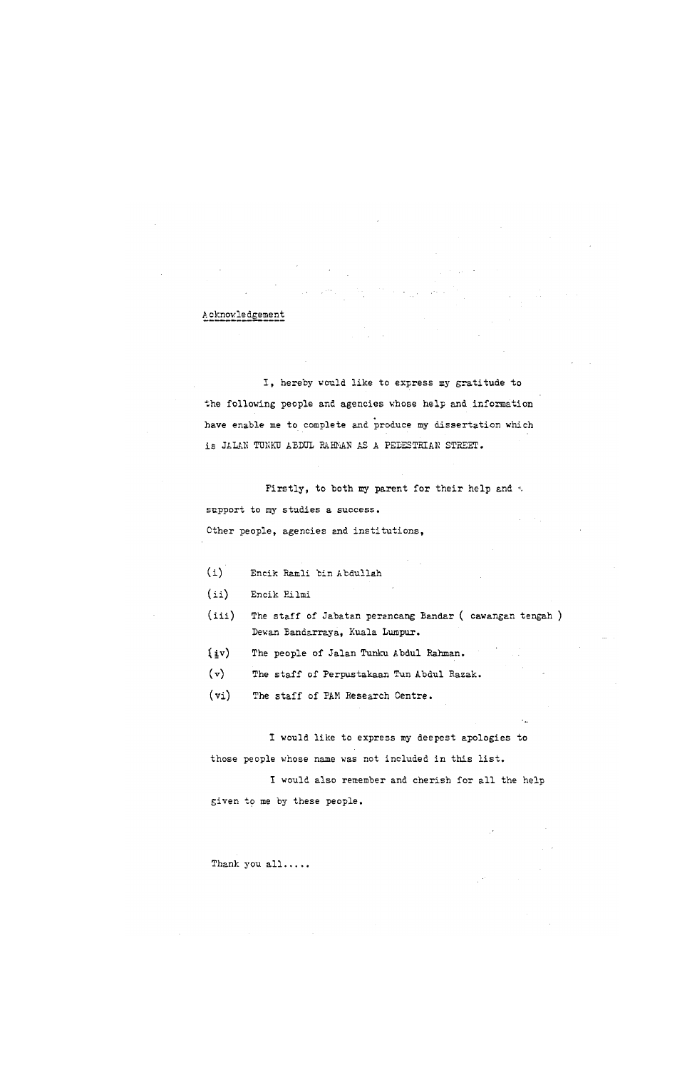## Acknowledgement

I, hereby would like to express my gratitude to the following people and agencies whose help and information have enable me to complete and produce my dissertation which is JALAN TUNKU ABDUL RAHMAN AS A PEDESTRIAN STREET.

Firstly, to both my parent for their help and support to my studies a success.

Other people, agencies and institutions,

(i) Encik Ramli bin Abdullah
(ii) Encik Hilmi
(iii) The staff of Jabatan perancang Bandar ( cawangan tengah ) Dewan Bandarraya, Kuala Lumpur.
(iv) The people of Jalan Tunku Abdul Rahman.
(v) The staff of Perpustakaan Tun Abdul Razak.
(vi) The staff of PAM Research Centre.

I would like to express my deepest apologies to those people whose name was not included in this list.

I would also remember and cherish for all the help given to me by these people.

Thank you all.....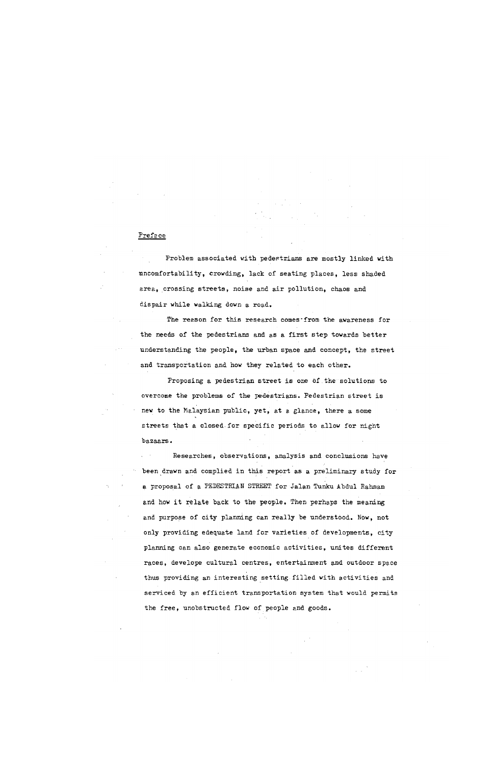# Preface

Problem associated with pedestrians are mostly linked with uncomfortability, crowding, lack of seating places, less shaded area, crossing streets, noise and air pollution, chaos and dispair while walking down a road.

The reason for this research comes from the awareness for the needs of the pedestrians and as a first step towards better understanding the people, the urban space and concept, the street and transportation and how they related to each other.

Proposing a pedestrian street is one of the solutions to overcome the problems of the pedestrians. Pedestrian street is new to the Malaysian public, yet, at a glance, there a some streets that a closed for specific periods to allow for night bazaars.

Researches, observations, analysis and conclusions have been drawn and complied in this report as a preliminary study for a proposal of a PEDESTRIAN STREET for Jalan Tunku Abdul Rahman and how it relate back to the people. Then perhaps the meaning and purpose of city planning can really be understood. Now, not only providing edequate land for varieties of developments, city planning can also generate economic activities, unites different races, develope cultural centres, entertainment and outdoor space thus providing an interesting setting filled with activities and serviced by an efficient transportation system that would permits the free, unobstructed flow of people and goods.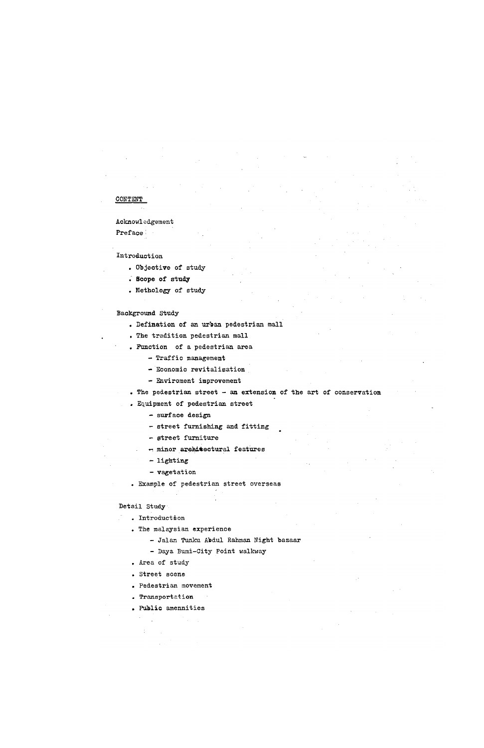## CONTENT

Acknowledgement

Preface

Introduction

- Objective of study
- Scope of study
- Methology of study

Background Study

- Defination of an urban pedestrian mall
- The tradition pedestrian mall
- Function of a pedestrian area
  - Traffic management
  - Economic revitalisation
  - Enviroment improvement
- The pedestrian street - an extension of the art of conservation
- Equipment of pedestrian street
  - surface design
  - street furnishing and fitting
  - street furniture
  - minor architectural features
  - lighting
  - vagetation
- Example of pedestrian street overseas

Detail Study

- Introduction
- The malaysian experience
  - Jalan Tunku Abdul Rahman Night bazaar
  - Daya Bumi-City Point walkway
- Area of study
- Street scene
- Pedestrian movement
- Transportation
- Public amennities